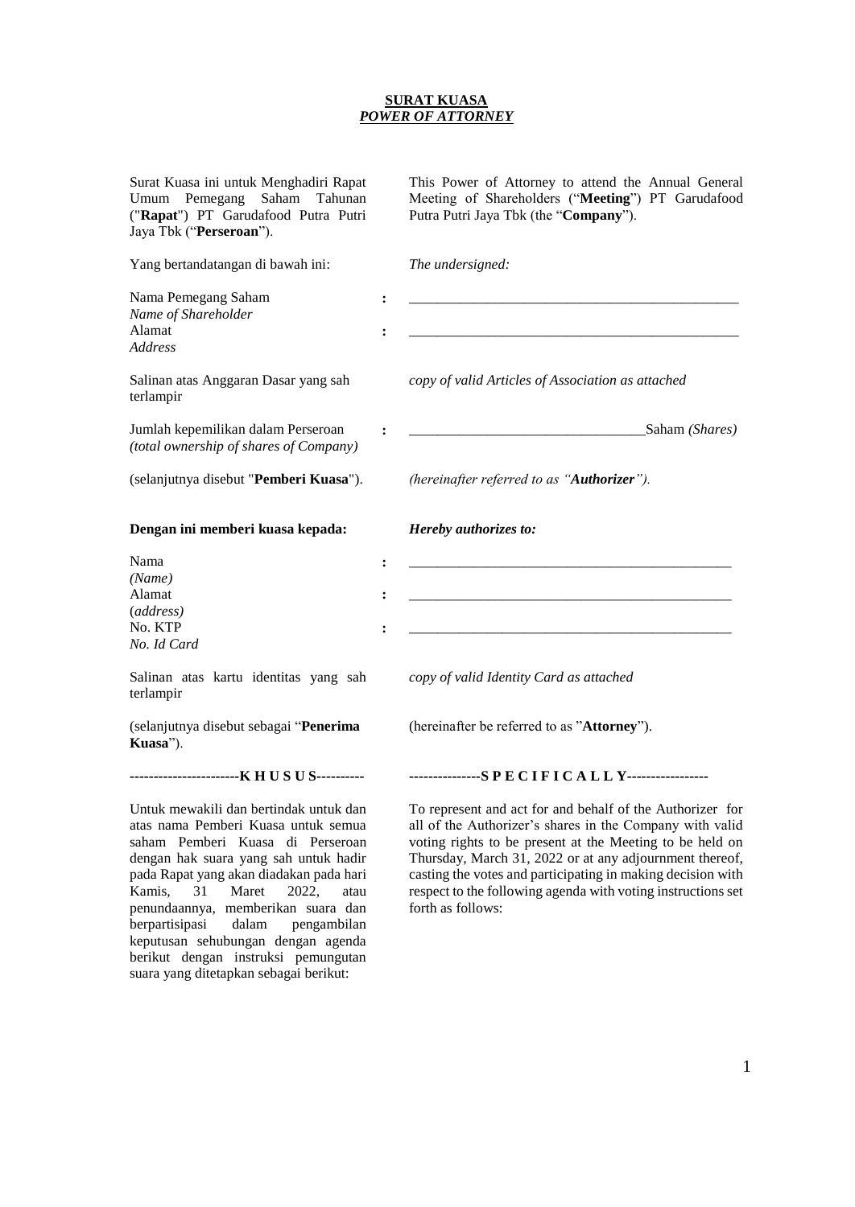# **SURAT KUASA**
## ***POWER OF ATTORNEY***

Surat Kuasa ini untuk Menghadiri Rapat Umum Pemegang Saham Tahunan ("**Rapat**") PT Garudafood Putra Putri Jaya Tbk ("**Perseroan**").

This Power of Attorney to attend the Annual General Meeting of Shareholders ("**Meeting**") PT Garudafood Putra Putri Jaya Tbk (the "**Company**").

Yang bertandatangan di bawah ini: / *The undersigned:*

| | | |
|---|---|---|
| Nama Pemegang Saham<br>*Name of Shareholder* | : | _______________________________________________ |
| Alamat<br>*Address* | : | _______________________________________________ |
| Salinan atas Anggaran Dasar yang sah terlampir | | *copy of valid Articles of Association as attached* |
| Jumlah kepemilikan dalam Perseroan<br>*(total ownership of shares of Company)* | : | _________________________________Saham *(Shares)* |

(selanjutnya disebut "**Pemberi Kuasa**"). / *(hereinafter referred to as "**Authorizer**").*

**Dengan ini memberi kuasa kepada:** / ***Hereby authorizes to:***

| | | |
|---|---|---|
| Nama<br>*(Name)* | : | _______________________________________________ |
| Alamat<br>(*address)* | : | _______________________________________________ |
| No. KTP<br>*No. Id Card* | : | _______________________________________________ |
| Salinan atas kartu identitas yang sah terlampir | | *copy of valid Identity Card as attached* |

(selanjutnya disebut sebagai "**Penerima Kuasa**"). / (hereinafter be referred to as "**Attorney**").

**-----------------------K H U S U S----------** / **---------------S P E C I F I C A L L Y-----------------**

Untuk mewakili dan bertindak untuk dan atas nama Pemberi Kuasa untuk semua saham Pemberi Kuasa di Perseroan dengan hak suara yang sah untuk hadir pada Rapat yang akan diadakan pada hari Kamis, 31 Maret 2022, atau penundaannya, memberikan suara dan berpartisipasi dalam pengambilan keputusan sehubungan dengan agenda berikut dengan instruksi pemungutan suara yang ditetapkan sebagai berikut:

To represent and act for and behalf of the Authorizer for all of the Authorizer's shares in the Company with valid voting rights to be present at the Meeting to be held on Thursday, March 31, 2022 or at any adjournment thereof, casting the votes and participating in making decision with respect to the following agenda with voting instructions set forth as follows: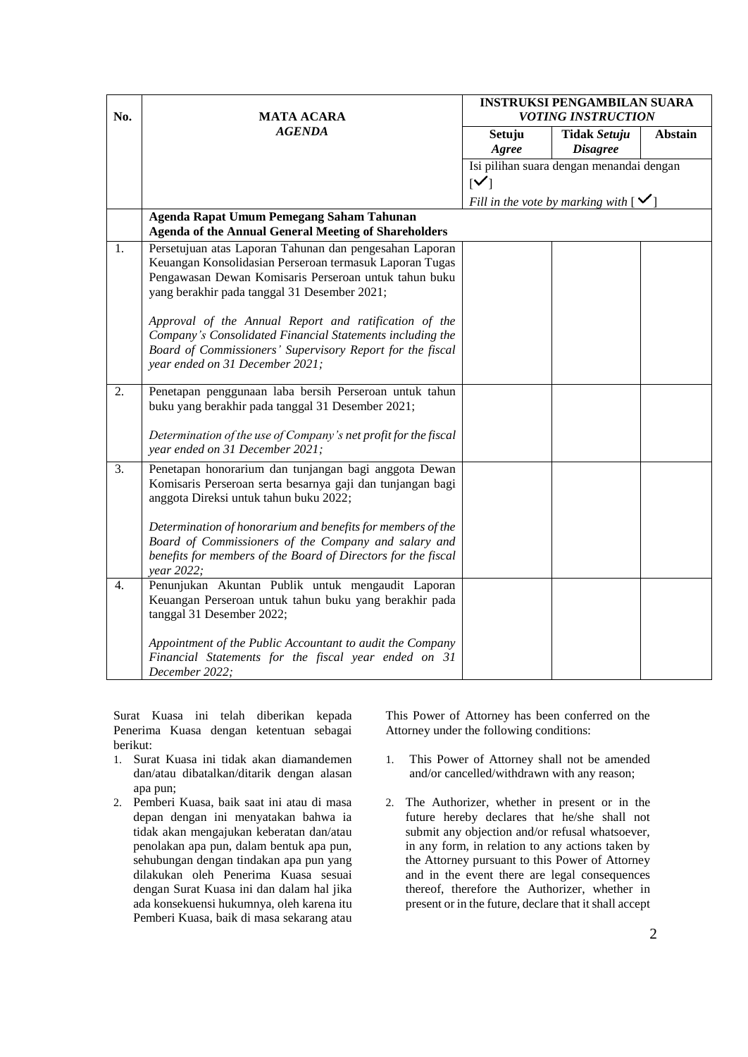| No. | MATA ACARA *AGENDA* | INSTRUKSI PENGAMBILAN SUARA *VOTING INSTRUCTION* | | |
|---|---|---|---|---|
| | | **Setuju** ***Agree*** | **Tidak** ***Setuju*** ***Disagree*** | **Abstain** |
| | | Isi pilihan suara dengan menandai dengan [✓] *Fill in the vote by marking with* [✓] | | |
| | **Agenda Rapat Umum Pemegang Saham Tahunan** **Agenda of the Annual General Meeting of Shareholders** | | | |
| 1. | Persetujuan atas Laporan Tahunan dan pengesahan Laporan Keuangan Konsolidasian Perseroan termasuk Laporan Tugas Pengawasan Dewan Komisaris Perseroan untuk tahun buku yang berakhir pada tanggal 31 Desember 2021; *Approval of the Annual Report and ratification of the Company's Consolidated Financial Statements including the Board of Commissioners' Supervisory Report for the fiscal year ended on 31 December 2021;* | | | |
| 2. | Penetapan penggunaan laba bersih Perseroan untuk tahun buku yang berakhir pada tanggal 31 Desember 2021; *Determination of the use of Company's net profit for the fiscal year ended on 31 December 2021;* | | | |
| 3. | Penetapan honorarium dan tunjangan bagi anggota Dewan Komisaris Perseroan serta besarnya gaji dan tunjangan bagi anggota Direksi untuk tahun buku 2022; *Determination of honorarium and benefits for members of the Board of Commissioners of the Company and salary and benefits for members of the Board of Directors for the fiscal year 2022;* | | | |
| 4. | Penunjukan Akuntan Publik untuk mengaudit Laporan Keuangan Perseroan untuk tahun buku yang berakhir pada tanggal 31 Desember 2022; *Appointment of the Public Accountant to audit the Company Financial Statements for the fiscal year ended on 31 December 2022;* | | | |

Surat Kuasa ini telah diberikan kepada Penerima Kuasa dengan ketentuan sebagai berikut:

1. Surat Kuasa ini tidak akan diamandemen dan/atau dibatalkan/ditarik dengan alasan apa pun;
2. Pemberi Kuasa, baik saat ini atau di masa depan dengan ini menyatakan bahwa ia tidak akan mengajukan keberatan dan/atau penolakan apa pun, dalam bentuk apa pun, sehubungan dengan tindakan apa pun yang dilakukan oleh Penerima Kuasa sesuai dengan Surat Kuasa ini dan dalam hal jika ada konsekuensi hukumnya, oleh karena itu Pemberi Kuasa, baik di masa sekarang atau

This Power of Attorney has been conferred on the Attorney under the following conditions:

1. This Power of Attorney shall not be amended and/or cancelled/withdrawn with any reason;
2. The Authorizer, whether in present or in the future hereby declares that he/she shall not submit any objection and/or refusal whatsoever, in any form, in relation to any actions taken by the Attorney pursuant to this Power of Attorney and in the event there are legal consequences thereof, therefore the Authorizer, whether in present or in the future, declare that it shall accept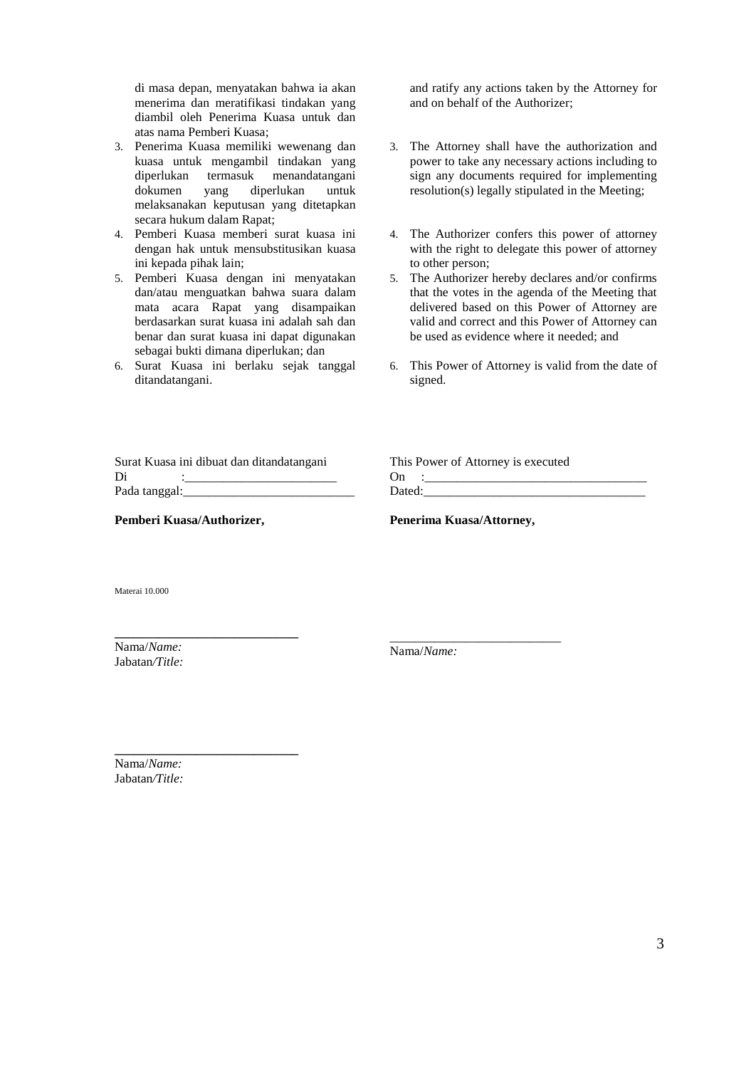di masa depan, menyatakan bahwa ia akan menerima dan meratifikasi tindakan yang diambil oleh Penerima Kuasa untuk dan atas nama Pemberi Kuasa;

3. Penerima Kuasa memiliki wewenang dan kuasa untuk mengambil tindakan yang diperlukan termasuk menandatangani dokumen yang diperlukan untuk melaksanakan keputusan yang ditetapkan secara hukum dalam Rapat;
4. Pemberi Kuasa memberi surat kuasa ini dengan hak untuk mensubstitusikan kuasa ini kepada pihak lain;
5. Pemberi Kuasa dengan ini menyatakan dan/atau menguatkan bahwa suara dalam mata acara Rapat yang disampaikan berdasarkan surat kuasa ini adalah sah dan benar dan surat kuasa ini dapat digunakan sebagai bukti dimana diperlukan; dan
6. Surat Kuasa ini berlaku sejak tanggal ditandatangani.

and ratify any actions taken by the Attorney for and on behalf of the Authorizer;

3. The Attorney shall have the authorization and power to take any necessary actions including to sign any documents required for implementing resolution(s) legally stipulated in the Meeting;
4. The Authorizer confers this power of attorney with the right to delegate this power of attorney to other person;
5. The Authorizer hereby declares and/or confirms that the votes in the agenda of the Meeting that delivered based on this Power of Attorney are valid and correct and this Power of Attorney can be used as evidence where it needed; and
6. This Power of Attorney is valid from the date of signed.

Surat Kuasa ini dibuat dan ditandatangani
Di :________________________
Pada tanggal:___________________________

This Power of Attorney is executed
On :___________________________________
Dated:__________________________________

**Pemberi Kuasa/Authorizer,**

Materai 10.000

_____________________________
Nama/*Name:*
Jabatan/*Title:*

_____________________________
Nama/*Name:*
Jabatan/*Title:*

**Penerima Kuasa/Attorney,**

___________________________
Nama/*Name:*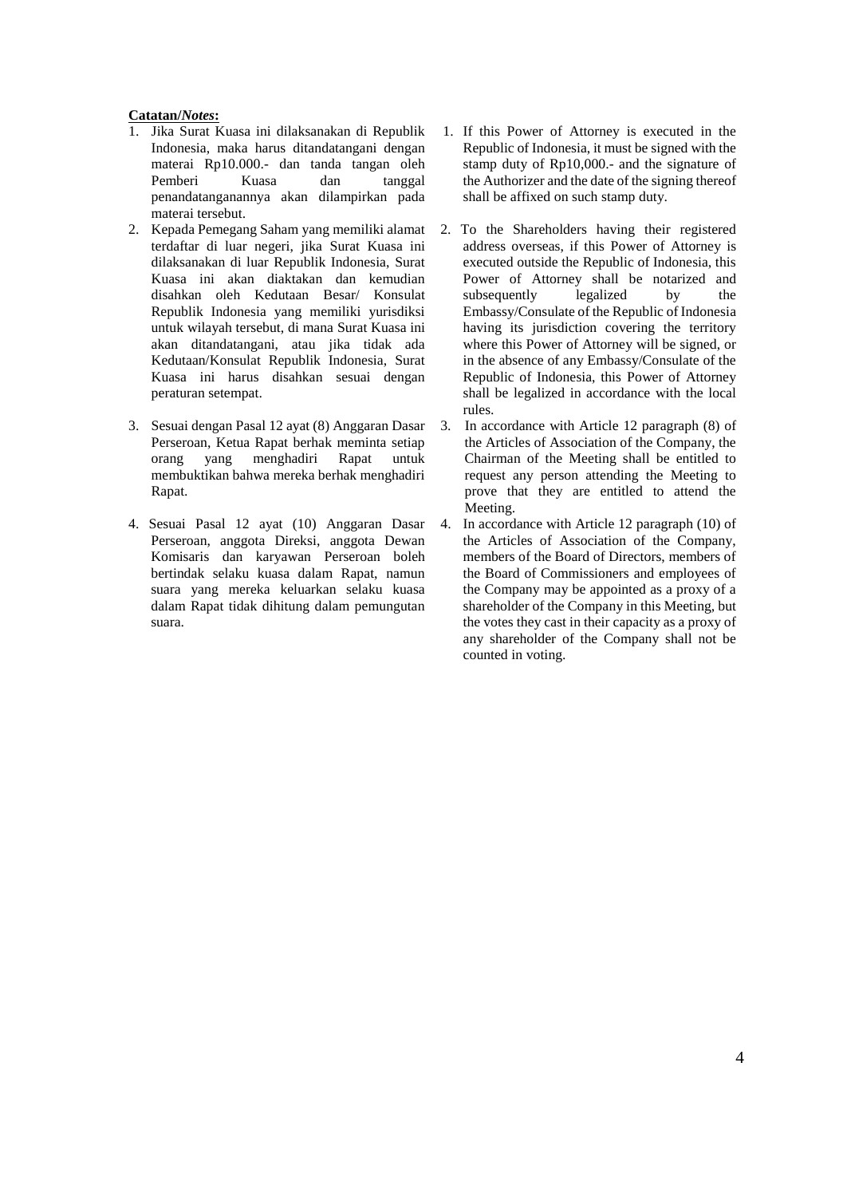**Catatan/*Notes*:**

1. Jika Surat Kuasa ini dilaksanakan di Republik Indonesia, maka harus ditandatangani dengan materai Rp10.000.- dan tanda tangan oleh Pemberi Kuasa dan tanggal penandatangananannya akan dilampirkan pada materai tersebut.
2. Kepada Pemegang Saham yang memiliki alamat terdaftar di luar negeri, jika Surat Kuasa ini dilaksanakan di luar Republik Indonesia, Surat Kuasa ini akan diaktakan dan kemudian disahkan oleh Kedutaan Besar/ Konsulat Republik Indonesia yang memiliki yurisdiksi untuk wilayah tersebut, di mana Surat Kuasa ini akan ditandatangani, atau jika tidak ada Kedutaan/Konsulat Republik Indonesia, Surat Kuasa ini harus disahkan sesuai dengan peraturan setempat.
3. Sesuai dengan Pasal 12 ayat (8) Anggaran Dasar Perseroan, Ketua Rapat berhak meminta setiap orang yang menghadiri Rapat untuk membuktikan bahwa mereka berhak menghadiri Rapat.
4. Sesuai Pasal 12 ayat (10) Anggaran Dasar Perseroan, anggota Direksi, anggota Dewan Komisaris dan karyawan Perseroan boleh bertindak selaku kuasa dalam Rapat, namun suara yang mereka keluarkan selaku kuasa dalam Rapat tidak dihitung dalam pemungutan suara.

1. If this Power of Attorney is executed in the Republic of Indonesia, it must be signed with the stamp duty of Rp10,000.- and the signature of the Authorizer and the date of the signing thereof shall be affixed on such stamp duty.
2. To the Shareholders having their registered address overseas, if this Power of Attorney is executed outside the Republic of Indonesia, this Power of Attorney shall be notarized and subsequently legalized by the Embassy/Consulate of the Republic of Indonesia having its jurisdiction covering the territory where this Power of Attorney will be signed, or in the absence of any Embassy/Consulate of the Republic of Indonesia, this Power of Attorney shall be legalized in accordance with the local rules.
3. In accordance with Article 12 paragraph (8) of the Articles of Association of the Company, the Chairman of the Meeting shall be entitled to request any person attending the Meeting to prove that they are entitled to attend the Meeting.
4. In accordance with Article 12 paragraph (10) of the Articles of Association of the Company, members of the Board of Directors, members of the Board of Commissioners and employees of the Company may be appointed as a proxy of a shareholder of the Company in this Meeting, but the votes they cast in their capacity as a proxy of any shareholder of the Company shall not be counted in voting.